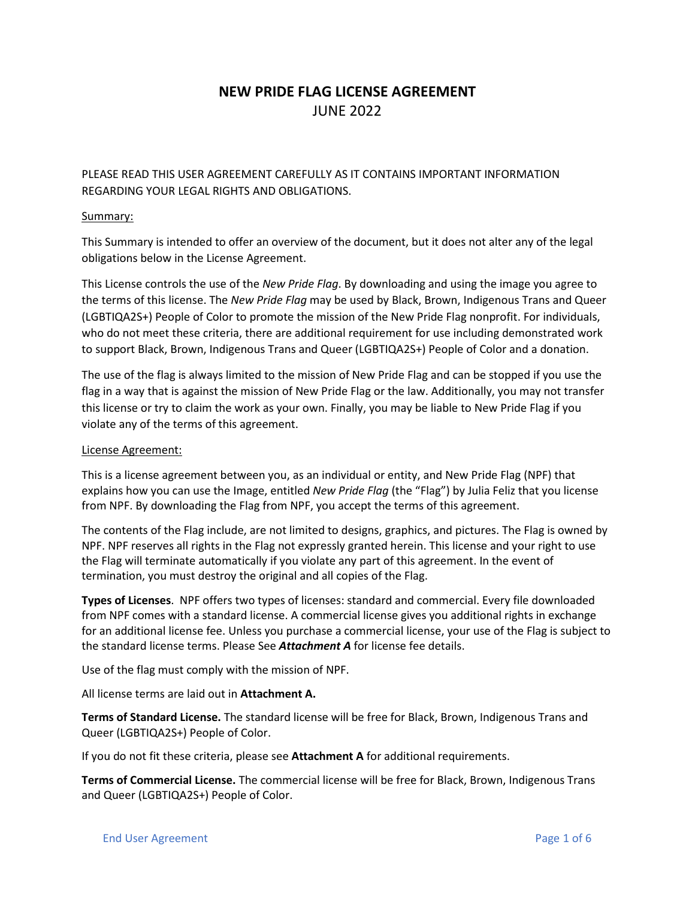# NEW PRIDE FLAG LICENSE AGREEMENT

JUNE 2022

PLEASE READ THIS USER AGREEMENT CAREFULLY AS IT CONTAINS IMPORTANT INFORMATION REGARDING YOUR LEGAL RIGHTS AND OBLIGATIONS.

## Summary:

This Summary is intended to offer an overview of the document, but it does not alter any of the legal obligations below in the License Agreement.

This License controls the use of the *New Pride Flag*. By downloading and using the image you agree to the terms of this license. The *New Pride Flag* may be used by Black, Brown, Indigenous Trans and Queer (LGBTIQA2S+) People of Color to promote the mission of the New Pride Flag nonprofit. For individuals, who do not meet these criteria, there are additional requirement for use including demonstrated work to support Black, Brown, Indigenous Trans and Queer (LGBTIQA2S+) People of Color and a donation.

The use of the flag is always limited to the mission of New Pride Flag and can be stopped if you use the flag in a way that is against the mission of New Pride Flag or the law. Additionally, you may not transfer this license or try to claim the work as your own. Finally, you may be liable to New Pride Flag if you violate any of the terms of this agreement.

## License Agreement:

This is a license agreement between you, as an individual or entity, and New Pride Flag (NPF) that explains how you can use the Image, entitled *New Pride Flag* (the "Flag") by Julia Feliz that you license from NPF. By downloading the Flag from NPF, you accept the terms of this agreement.

The contents of the Flag include, are not limited to designs, graphics, and pictures. The Flag is owned by NPF. NPF reserves all rights in the Flag not expressly granted herein. This license and your right to use the Flag will terminate automatically if you violate any part of this agreement. In the event of termination, you must destroy the original and all copies of the Flag.

**Types of Licenses**. NPF offers two types of licenses: standard and commercial. Every file downloaded from NPF comes with a standard license. A commercial license gives you additional rights in exchange for an additional license fee. Unless you purchase a commercial license, your use of the Flag is subject to the standard license terms. Please See ***Attachment A*** for license fee details.

Use of the flag must comply with the mission of NPF.

All license terms are laid out in **Attachment A.**

**Terms of Standard License.** The standard license will be free for Black, Brown, Indigenous Trans and Queer (LGBTIQA2S+) People of Color.

If you do not fit these criteria, please see **Attachment A** for additional requirements.

**Terms of Commercial License.** The commercial license will be free for Black, Brown, Indigenous Trans and Queer (LGBTIQA2S+) People of Color.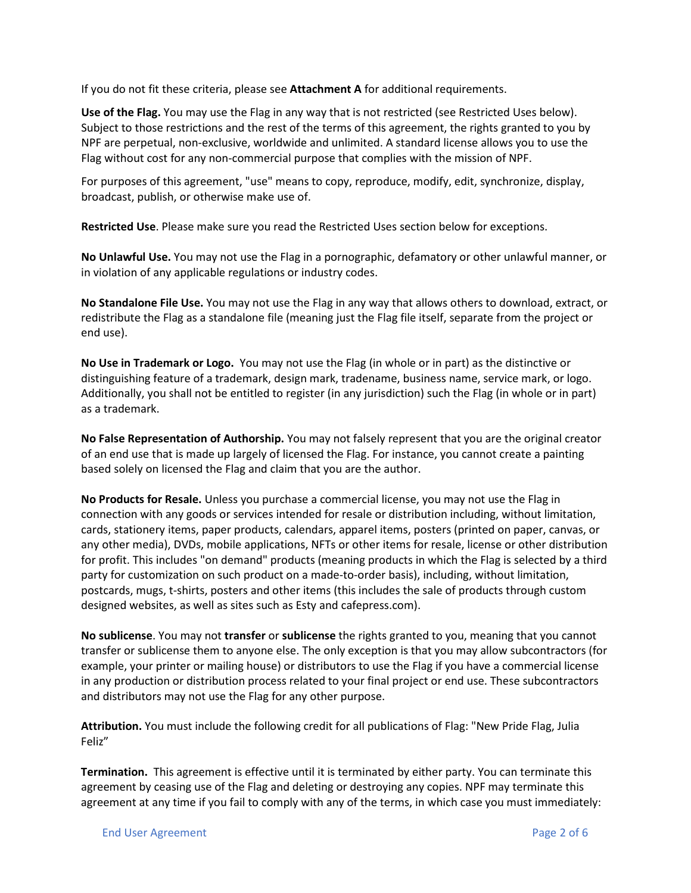If you do not fit these criteria, please see **Attachment A** for additional requirements.

**Use of the Flag.** You may use the Flag in any way that is not restricted (see Restricted Uses below). Subject to those restrictions and the rest of the terms of this agreement, the rights granted to you by NPF are perpetual, non-exclusive, worldwide and unlimited. A standard license allows you to use the Flag without cost for any non-commercial purpose that complies with the mission of NPF.

For purposes of this agreement, "use" means to copy, reproduce, modify, edit, synchronize, display, broadcast, publish, or otherwise make use of.

**Restricted Use**. Please make sure you read the Restricted Uses section below for exceptions.

**No Unlawful Use.** You may not use the Flag in a pornographic, defamatory or other unlawful manner, or in violation of any applicable regulations or industry codes.

**No Standalone File Use.** You may not use the Flag in any way that allows others to download, extract, or redistribute the Flag as a standalone file (meaning just the Flag file itself, separate from the project or end use).

**No Use in Trademark or Logo.** You may not use the Flag (in whole or in part) as the distinctive or distinguishing feature of a trademark, design mark, tradename, business name, service mark, or logo. Additionally, you shall not be entitled to register (in any jurisdiction) such the Flag (in whole or in part) as a trademark.

**No False Representation of Authorship.** You may not falsely represent that you are the original creator of an end use that is made up largely of licensed the Flag. For instance, you cannot create a painting based solely on licensed the Flag and claim that you are the author.

**No Products for Resale.** Unless you purchase a commercial license, you may not use the Flag in connection with any goods or services intended for resale or distribution including, without limitation, cards, stationery items, paper products, calendars, apparel items, posters (printed on paper, canvas, or any other media), DVDs, mobile applications, NFTs or other items for resale, license or other distribution for profit. This includes "on demand" products (meaning products in which the Flag is selected by a third party for customization on such product on a made-to-order basis), including, without limitation, postcards, mugs, t-shirts, posters and other items (this includes the sale of products through custom designed websites, as well as sites such as Esty and cafepress.com).

**No sublicense**. You may not **transfer** or **sublicense** the rights granted to you, meaning that you cannot transfer or sublicense them to anyone else. The only exception is that you may allow subcontractors (for example, your printer or mailing house) or distributors to use the Flag if you have a commercial license in any production or distribution process related to your final project or end use. These subcontractors and distributors may not use the Flag for any other purpose.

**Attribution.** You must include the following credit for all publications of Flag: "New Pride Flag, Julia Feliz"

**Termination.** This agreement is effective until it is terminated by either party. You can terminate this agreement by ceasing use of the Flag and deleting or destroying any copies. NPF may terminate this agreement at any time if you fail to comply with any of the terms, in which case you must immediately: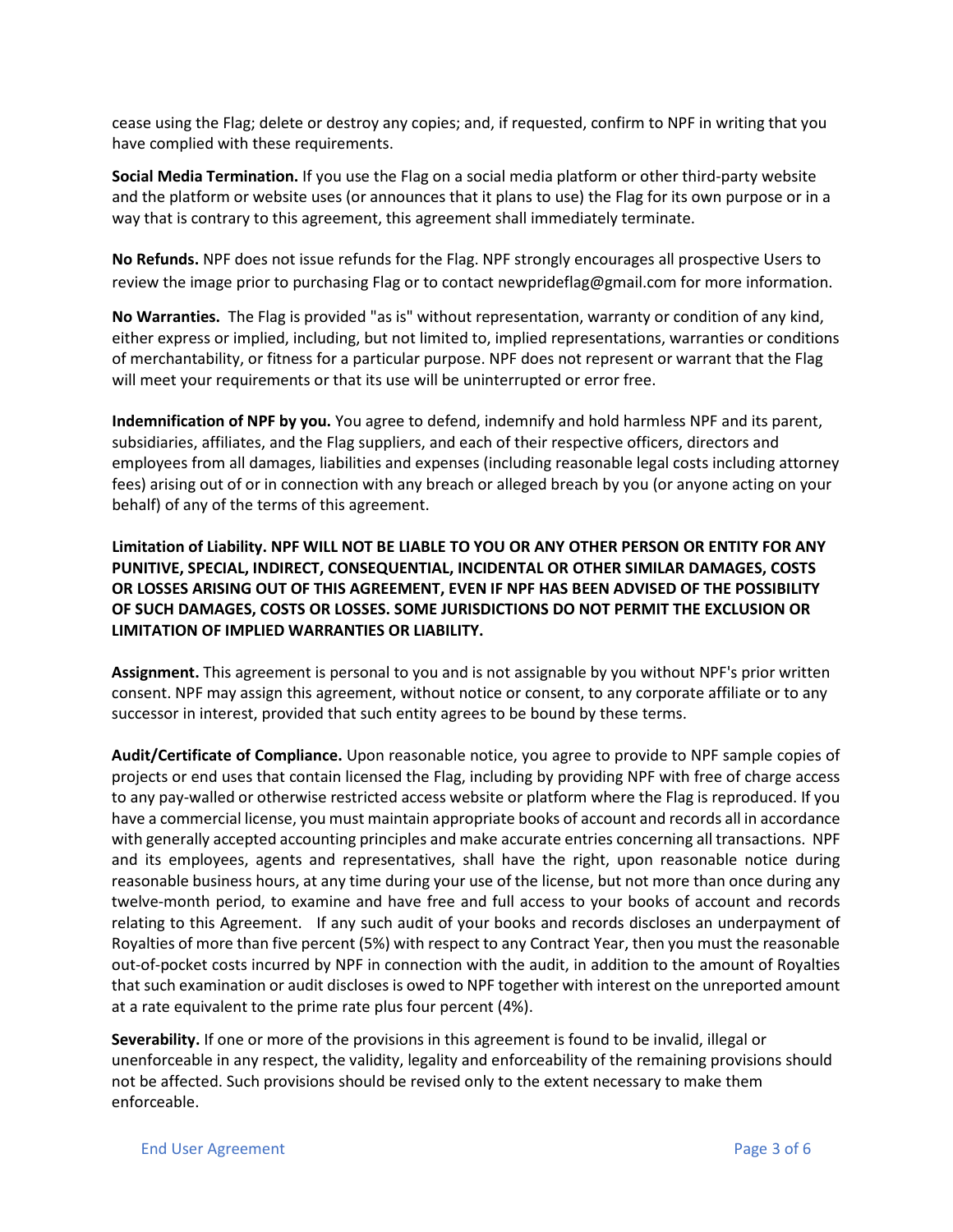cease using the Flag; delete or destroy any copies; and, if requested, confirm to NPF in writing that you have complied with these requirements.

**Social Media Termination.** If you use the Flag on a social media platform or other third-party website and the platform or website uses (or announces that it plans to use) the Flag for its own purpose or in a way that is contrary to this agreement, this agreement shall immediately terminate.

**No Refunds.** NPF does not issue refunds for the Flag. NPF strongly encourages all prospective Users to review the image prior to purchasing Flag or to contact newprideflag@gmail.com for more information.

**No Warranties.** The Flag is provided "as is" without representation, warranty or condition of any kind, either express or implied, including, but not limited to, implied representations, warranties or conditions of merchantability, or fitness for a particular purpose. NPF does not represent or warrant that the Flag will meet your requirements or that its use will be uninterrupted or error free.

**Indemnification of NPF by you.** You agree to defend, indemnify and hold harmless NPF and its parent, subsidiaries, affiliates, and the Flag suppliers, and each of their respective officers, directors and employees from all damages, liabilities and expenses (including reasonable legal costs including attorney fees) arising out of or in connection with any breach or alleged breach by you (or anyone acting on your behalf) of any of the terms of this agreement.

**Limitation of Liability. NPF WILL NOT BE LIABLE TO YOU OR ANY OTHER PERSON OR ENTITY FOR ANY PUNITIVE, SPECIAL, INDIRECT, CONSEQUENTIAL, INCIDENTAL OR OTHER SIMILAR DAMAGES, COSTS OR LOSSES ARISING OUT OF THIS AGREEMENT, EVEN IF NPF HAS BEEN ADVISED OF THE POSSIBILITY OF SUCH DAMAGES, COSTS OR LOSSES. SOME JURISDICTIONS DO NOT PERMIT THE EXCLUSION OR LIMITATION OF IMPLIED WARRANTIES OR LIABILITY.**

**Assignment.** This agreement is personal to you and is not assignable by you without NPF's prior written consent. NPF may assign this agreement, without notice or consent, to any corporate affiliate or to any successor in interest, provided that such entity agrees to be bound by these terms.

**Audit/Certificate of Compliance.** Upon reasonable notice, you agree to provide to NPF sample copies of projects or end uses that contain licensed the Flag, including by providing NPF with free of charge access to any pay-walled or otherwise restricted access website or platform where the Flag is reproduced. If you have a commercial license, you must maintain appropriate books of account and records all in accordance with generally accepted accounting principles and make accurate entries concerning all transactions. NPF and its employees, agents and representatives, shall have the right, upon reasonable notice during reasonable business hours, at any time during your use of the license, but not more than once during any twelve-month period, to examine and have free and full access to your books of account and records relating to this Agreement. If any such audit of your books and records discloses an underpayment of Royalties of more than five percent (5%) with respect to any Contract Year, then you must the reasonable out-of-pocket costs incurred by NPF in connection with the audit, in addition to the amount of Royalties that such examination or audit discloses is owed to NPF together with interest on the unreported amount at a rate equivalent to the prime rate plus four percent (4%).

**Severability.** If one or more of the provisions in this agreement is found to be invalid, illegal or unenforceable in any respect, the validity, legality and enforceability of the remaining provisions should not be affected. Such provisions should be revised only to the extent necessary to make them enforceable.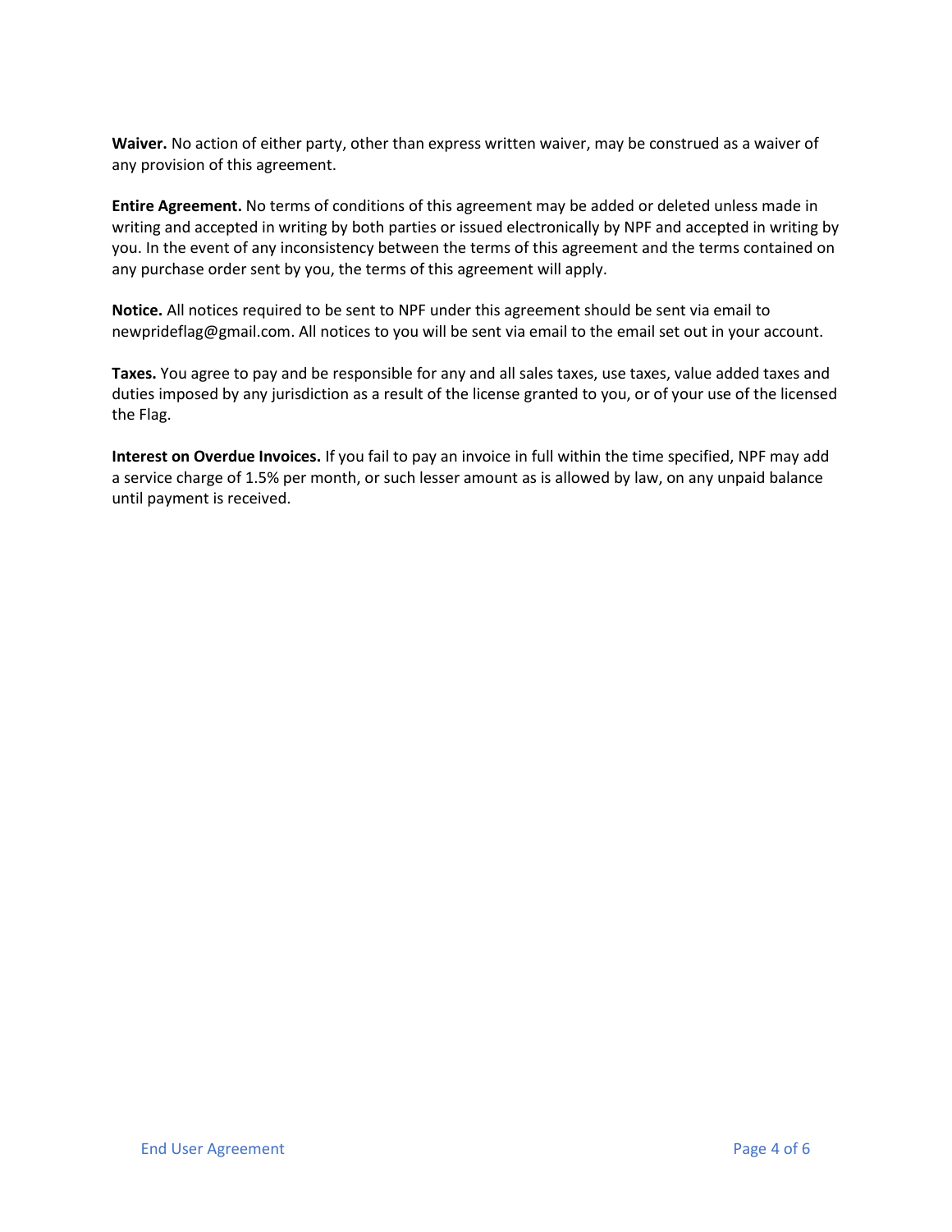**Waiver.** No action of either party, other than express written waiver, may be construed as a waiver of any provision of this agreement.

**Entire Agreement.** No terms of conditions of this agreement may be added or deleted unless made in writing and accepted in writing by both parties or issued electronically by NPF and accepted in writing by you. In the event of any inconsistency between the terms of this agreement and the terms contained on any purchase order sent by you, the terms of this agreement will apply.

**Notice.** All notices required to be sent to NPF under this agreement should be sent via email to newprideflag@gmail.com. All notices to you will be sent via email to the email set out in your account.

**Taxes.** You agree to pay and be responsible for any and all sales taxes, use taxes, value added taxes and duties imposed by any jurisdiction as a result of the license granted to you, or of your use of the licensed the Flag.

**Interest on Overdue Invoices.** If you fail to pay an invoice in full within the time specified, NPF may add a service charge of 1.5% per month, or such lesser amount as is allowed by law, on any unpaid balance until payment is received.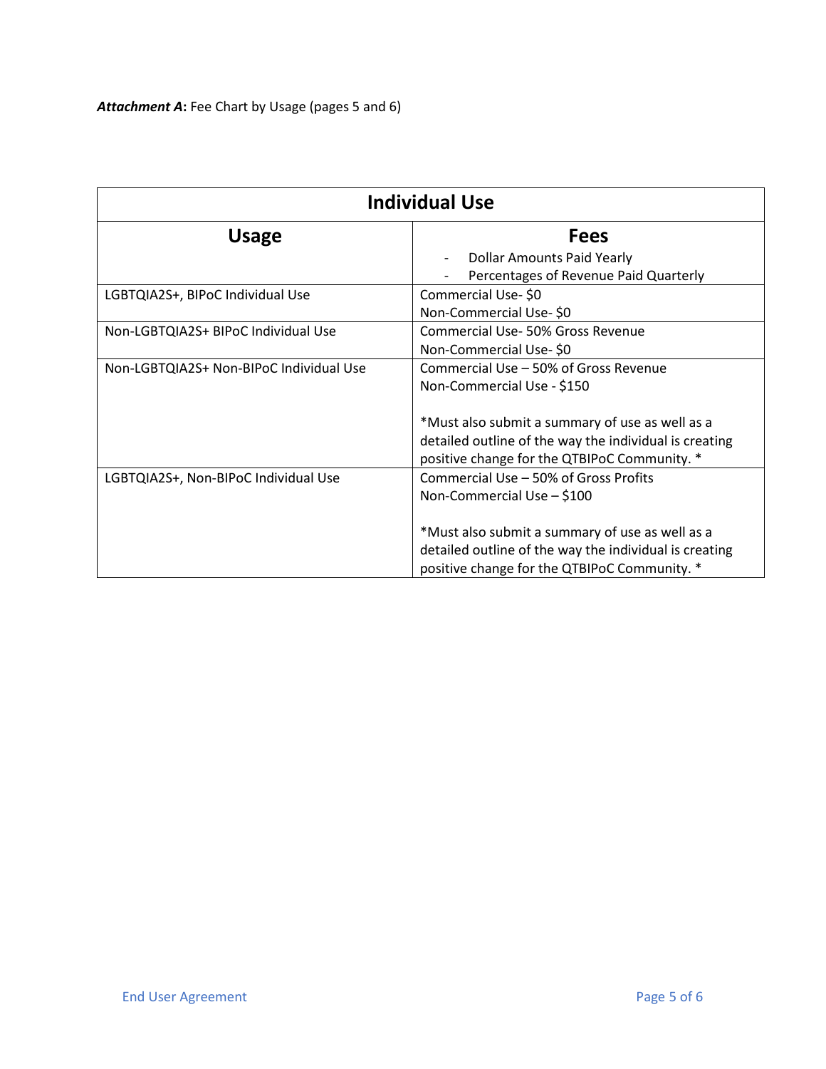***Attachment A*:** Fee Chart by Usage (pages 5 and 6)

| **Individual Use** | |
|---|---|
| **Usage** | **Fees**<br>- Dollar Amounts Paid Yearly<br>- Percentages of Revenue Paid Quarterly |
| LGBTQIA2S+, BIPoC Individual Use | Commercial Use- $0<br>Non-Commercial Use- $0 |
| Non-LGBTQIA2S+ BIPoC Individual Use | Commercial Use- 50% Gross Revenue<br>Non-Commercial Use- $0 |
| Non-LGBTQIA2S+ Non-BIPoC Individual Use | Commercial Use – 50% of Gross Revenue<br>Non-Commercial Use - $150<br><br>*Must also submit a summary of use as well as a detailed outline of the way the individual is creating positive change for the QTBIPoC Community. * |
| LGBTQIA2S+, Non-BIPoC Individual Use | Commercial Use – 50% of Gross Profits<br>Non-Commercial Use – $100<br><br>*Must also submit a summary of use as well as a detailed outline of the way the individual is creating positive change for the QTBIPoC Community. * |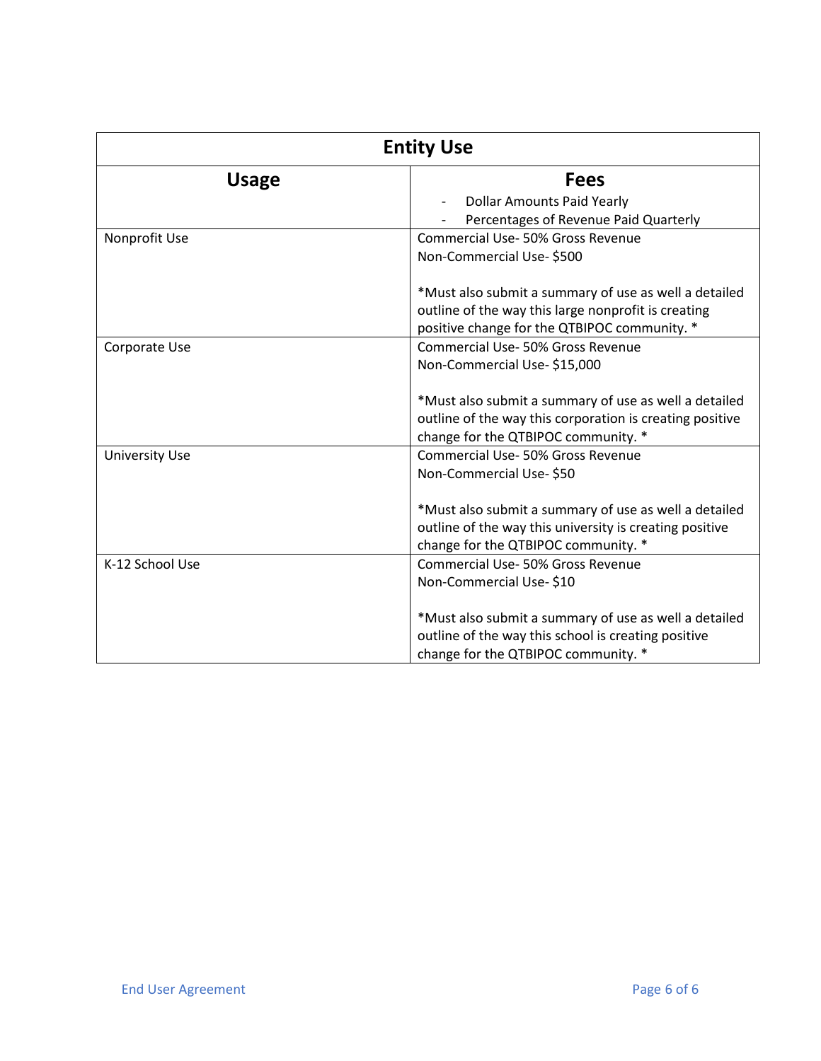| Entity Use | |
|---|---|
| **Usage** | **Fees**<br>- Dollar Amounts Paid Yearly<br>- Percentages of Revenue Paid Quarterly |
| Nonprofit Use | Commercial Use- 50% Gross Revenue<br>Non-Commercial Use- $500<br><br>*Must also submit a summary of use as well a detailed outline of the way this large nonprofit is creating positive change for the QTBIPOC community. * |
| Corporate Use | Commercial Use- 50% Gross Revenue<br>Non-Commercial Use- $15,000<br><br>*Must also submit a summary of use as well a detailed outline of the way this corporation is creating positive change for the QTBIPOC community. * |
| University Use | Commercial Use- 50% Gross Revenue<br>Non-Commercial Use- $50<br><br>*Must also submit a summary of use as well a detailed outline of the way this university is creating positive change for the QTBIPOC community. * |
| K-12 School Use | Commercial Use- 50% Gross Revenue<br>Non-Commercial Use- $10<br><br>*Must also submit a summary of use as well a detailed outline of the way this school is creating positive change for the QTBIPOC community. * |